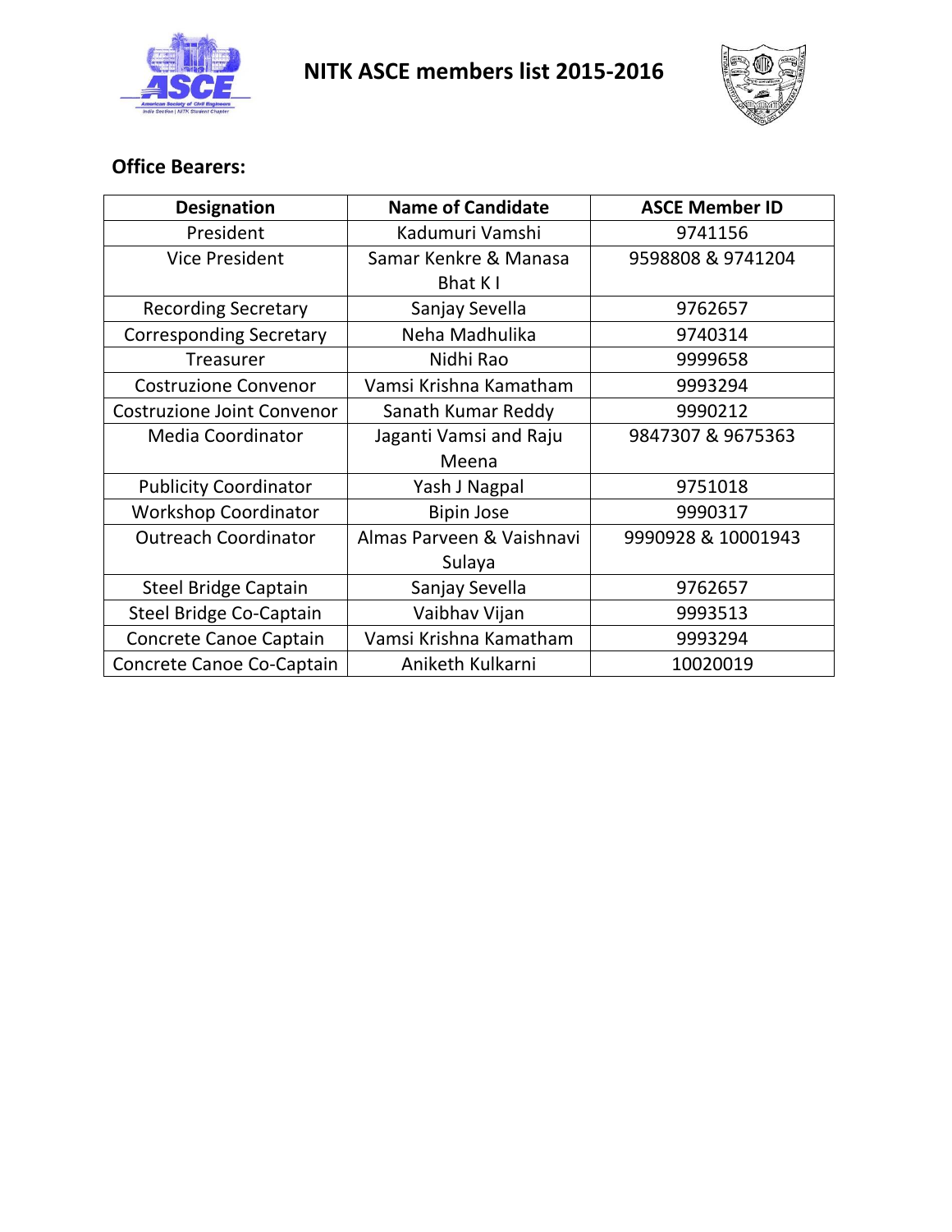# NITK ASCE members list 2015-2016

## Office Bearers:

| Designation | Name of Candidate | ASCE Member ID |
|---|---|---|
| President | Kadumuri Vamshi | 9741156 |
| Vice President | Samar Kenkre & Manasa Bhat K I | 9598808 & 9741204 |
| Recording Secretary | Sanjay Sevella | 9762657 |
| Corresponding Secretary | Neha Madhulika | 9740314 |
| Treasurer | Nidhi Rao | 9999658 |
| Costruzione Convenor | Vamsi Krishna Kamatham | 9993294 |
| Costruzione Joint Convenor | Sanath Kumar Reddy | 9990212 |
| Media Coordinator | Jaganti Vamsi and Raju Meena | 9847307 & 9675363 |
| Publicity Coordinator | Yash J Nagpal | 9751018 |
| Workshop Coordinator | Bipin Jose | 9990317 |
| Outreach Coordinator | Almas Parveen & Vaishnavi Sulaya | 9990928 & 10001943 |
| Steel Bridge Captain | Sanjay Sevella | 9762657 |
| Steel Bridge Co-Captain | Vaibhav Vijan | 9993513 |
| Concrete Canoe Captain | Vamsi Krishna Kamatham | 9993294 |
| Concrete Canoe Co-Captain | Aniketh Kulkarni | 10020019 |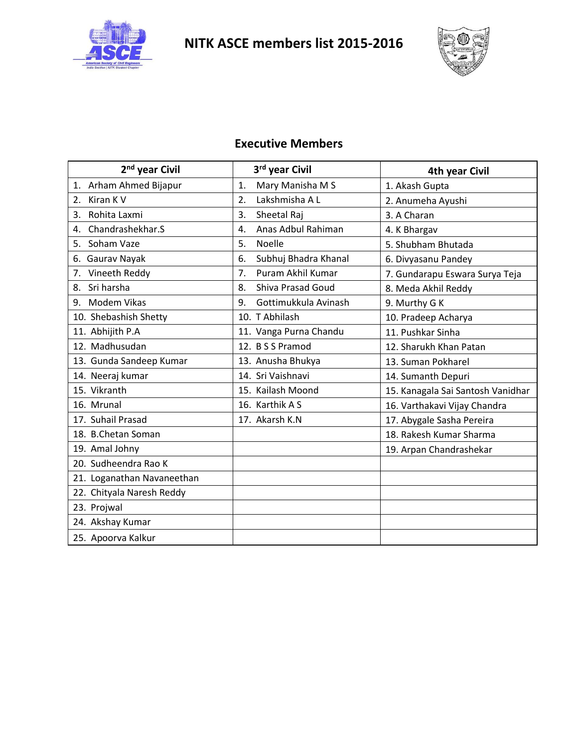# NITK ASCE members list 2015-2016

## Executive Members

| 2nd year Civil | 3rd year Civil | 4th year Civil |
|---|---|---|
| 1. Arham Ahmed Bijapur | 1. Mary Manisha M S | 1. Akash Gupta |
| 2. Kiran K V | 2. Lakshmisha A L | 2. Anumeha Ayushi |
| 3. Rohita Laxmi | 3. Sheetal Raj | 3. A Charan |
| 4. Chandrashekhar.S | 4. Anas Adbul Rahiman | 4. K Bhargav |
| 5. Soham Vaze | 5. Noelle | 5. Shubham Bhutada |
| 6. Gaurav Nayak | 6. Subhuj Bhadra Khanal | 6. Divyasanu Pandey |
| 7. Vineeth Reddy | 7. Puram Akhil Kumar | 7. Gundarapu Eswara Surya Teja |
| 8. Sri harsha | 8. Shiva Prasad Goud | 8. Meda Akhil Reddy |
| 9. Modem Vikas | 9. Gottimukkula Avinash | 9. Murthy G K |
| 10. Shebashish Shetty | 10. T Abhilash | 10. Pradeep Acharya |
| 11. Abhijith P.A | 11. Vanga Purna Chandu | 11. Pushkar Sinha |
| 12. Madhusudan | 12. B S S Pramod | 12. Sharukh Khan Patan |
| 13. Gunda Sandeep Kumar | 13. Anusha Bhukya | 13. Suman Pokharel |
| 14. Neeraj kumar | 14. Sri Vaishnavi | 14. Sumanth Depuri |
| 15. Vikranth | 15. Kailash Moond | 15. Kanagala Sai Santosh Vanidhar |
| 16. Mrunal | 16. Karthik A S | 16. Varthakavi Vijay Chandra |
| 17. Suhail Prasad | 17. Akarsh K.N | 17. Abygale Sasha Pereira |
| 18. B.Chetan Soman | | 18. Rakesh Kumar Sharma |
| 19. Amal Johny | | 19. Arpan Chandrashekar |
| 20. Sudheendra Rao K | | |
| 21. Loganathan Navaneethan | | |
| 22. Chityala Naresh Reddy | | |
| 23. Projwal | | |
| 24. Akshay Kumar | | |
| 25. Apoorva Kalkur | | |